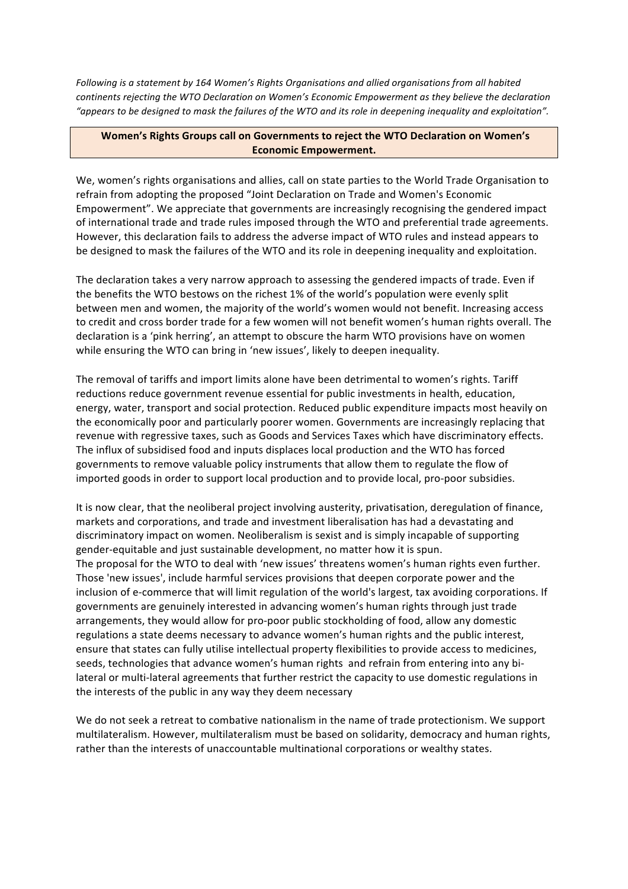*Following is a statement by 164 Women's Rights Organisations and allied organisations from all habited continents rejecting the WTO Declaration on Women's Economic Empowerment as they believe the declaration "appears to be designed to mask the failures of the WTO and its role in deepening inequality and exploitation".*

## Women's Rights Groups call on Governments to reject the WTO Declaration on Women's Economic Empowerment.

We, women's rights organisations and allies, call on state parties to the World Trade Organisation to refrain from adopting the proposed "Joint Declaration on Trade and Women's Economic Empowerment". We appreciate that governments are increasingly recognising the gendered impact of international trade and trade rules imposed through the WTO and preferential trade agreements. However, this declaration fails to address the adverse impact of WTO rules and instead appears to be designed to mask the failures of the WTO and its role in deepening inequality and exploitation.

The declaration takes a very narrow approach to assessing the gendered impacts of trade. Even if the benefits the WTO bestows on the richest 1% of the world's population were evenly split between men and women, the majority of the world's women would not benefit. Increasing access to credit and cross border trade for a few women will not benefit women's human rights overall. The declaration is a 'pink herring', an attempt to obscure the harm WTO provisions have on women while ensuring the WTO can bring in 'new issues', likely to deepen inequality.

The removal of tariffs and import limits alone have been detrimental to women's rights. Tariff reductions reduce government revenue essential for public investments in health, education, energy, water, transport and social protection. Reduced public expenditure impacts most heavily on the economically poor and particularly poorer women. Governments are increasingly replacing that revenue with regressive taxes, such as Goods and Services Taxes which have discriminatory effects. The influx of subsidised food and inputs displaces local production and the WTO has forced governments to remove valuable policy instruments that allow them to regulate the flow of imported goods in order to support local production and to provide local, pro-poor subsidies.

It is now clear, that the neoliberal project involving austerity, privatisation, deregulation of finance, markets and corporations, and trade and investment liberalisation has had a devastating and discriminatory impact on women. Neoliberalism is sexist and is simply incapable of supporting gender-equitable and just sustainable development, no matter how it is spun.

The proposal for the WTO to deal with 'new issues' threatens women's human rights even further. Those 'new issues', include harmful services provisions that deepen corporate power and the inclusion of e-commerce that will limit regulation of the world's largest, tax avoiding corporations. If governments are genuinely interested in advancing women's human rights through just trade arrangements, they would allow for pro-poor public stockholding of food, allow any domestic regulations a state deems necessary to advance women's human rights and the public interest, ensure that states can fully utilise intellectual property flexibilities to provide access to medicines, seeds, technologies that advance women's human rights and refrain from entering into any bi-lateral or multi-lateral agreements that further restrict the capacity to use domestic regulations in the interests of the public in any way they deem necessary

We do not seek a retreat to combative nationalism in the name of trade protectionism. We support multilateralism. However, multilateralism must be based on solidarity, democracy and human rights, rather than the interests of unaccountable multinational corporations or wealthy states.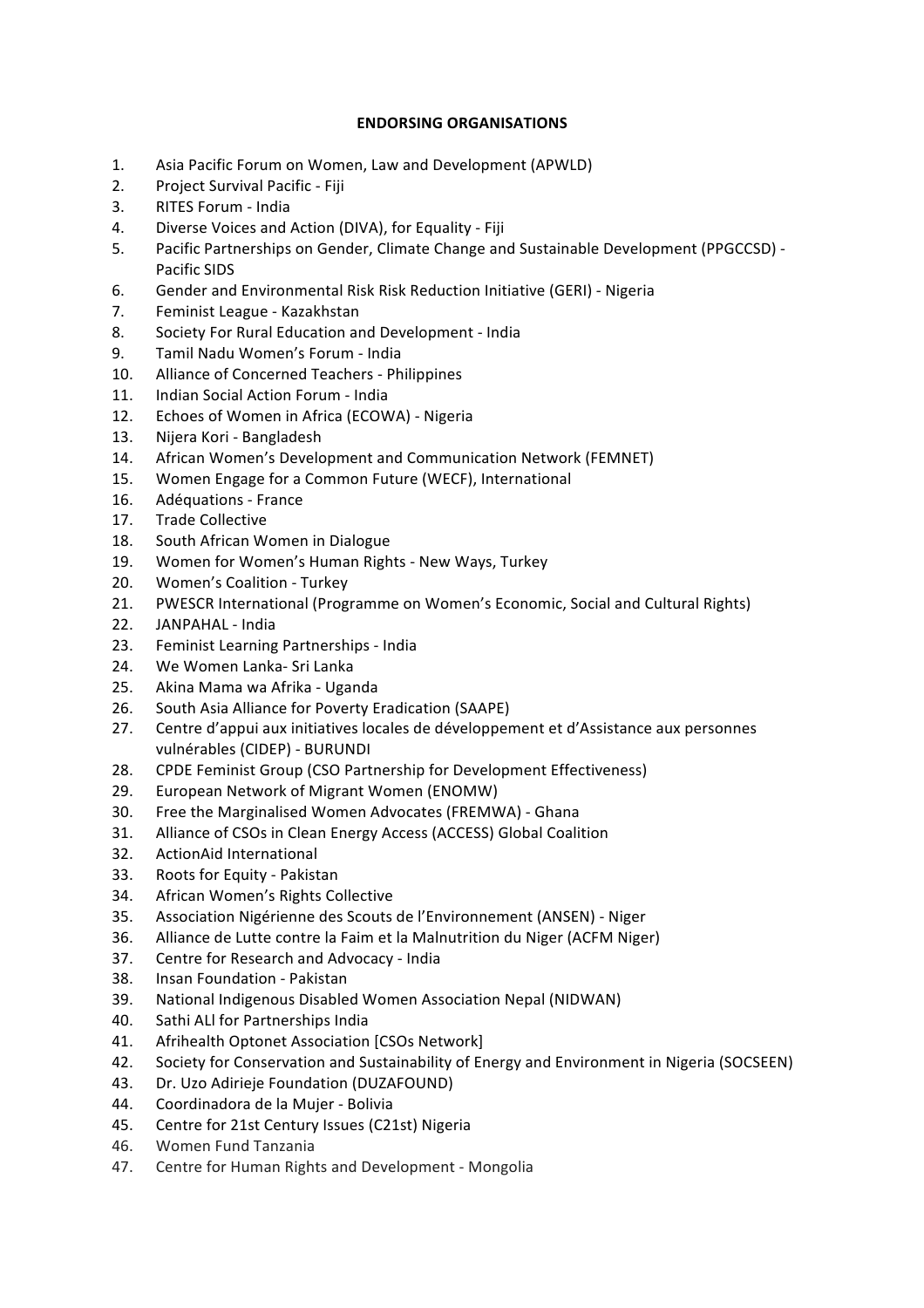**ENDORSING ORGANISATIONS**

1. Asia Pacific Forum on Women, Law and Development (APWLD)
2. Project Survival Pacific - Fiji
3. RITES Forum - India
4. Diverse Voices and Action (DIVA), for Equality - Fiji
5. Pacific Partnerships on Gender, Climate Change and Sustainable Development (PPGCCSD) - Pacific SIDS
6. Gender and Environmental Risk Risk Reduction Initiative (GERI) - Nigeria
7. Feminist League - Kazakhstan
8. Society For Rural Education and Development - India
9. Tamil Nadu Women's Forum - India
10. Alliance of Concerned Teachers - Philippines
11. Indian Social Action Forum - India
12. Echoes of Women in Africa (ECOWA) - Nigeria
13. Nijera Kori - Bangladesh
14. African Women's Development and Communication Network (FEMNET)
15. Women Engage for a Common Future (WECF), International
16. Adéquations - France
17. Trade Collective
18. South African Women in Dialogue
19. Women for Women's Human Rights - New Ways, Turkey
20. Women's Coalition - Turkey
21. PWESCR International (Programme on Women's Economic, Social and Cultural Rights)
22. JANPAHAL - India
23. Feminist Learning Partnerships - India
24. We Women Lanka- Sri Lanka
25. Akina Mama wa Afrika - Uganda
26. South Asia Alliance for Poverty Eradication (SAAPE)
27. Centre d'appui aux initiatives locales de développement et d'Assistance aux personnes vulnérables (CIDEP) - BURUNDI
28. CPDE Feminist Group (CSO Partnership for Development Effectiveness)
29. European Network of Migrant Women (ENOMW)
30. Free the Marginalised Women Advocates (FREMWA) - Ghana
31. Alliance of CSOs in Clean Energy Access (ACCESS) Global Coalition
32. ActionAid International
33. Roots for Equity - Pakistan
34. African Women's Rights Collective
35. Association Nigérienne des Scouts de l'Environnement (ANSEN) - Niger
36. Alliance de Lutte contre la Faim et la Malnutrition du Niger (ACFM Niger)
37. Centre for Research and Advocacy - India
38. Insan Foundation - Pakistan
39. National Indigenous Disabled Women Association Nepal (NIDWAN)
40. Sathi ALl for Partnerships India
41. Afrihealth Optonet Association [CSOs Network]
42. Society for Conservation and Sustainability of Energy and Environment in Nigeria (SOCSEEN)
43. Dr. Uzo Adirieje Foundation (DUZAFOUND)
44. Coordinadora de la Mujer - Bolivia
45. Centre for 21st Century Issues (C21st) Nigeria
46. Women Fund Tanzania
47. Centre for Human Rights and Development - Mongolia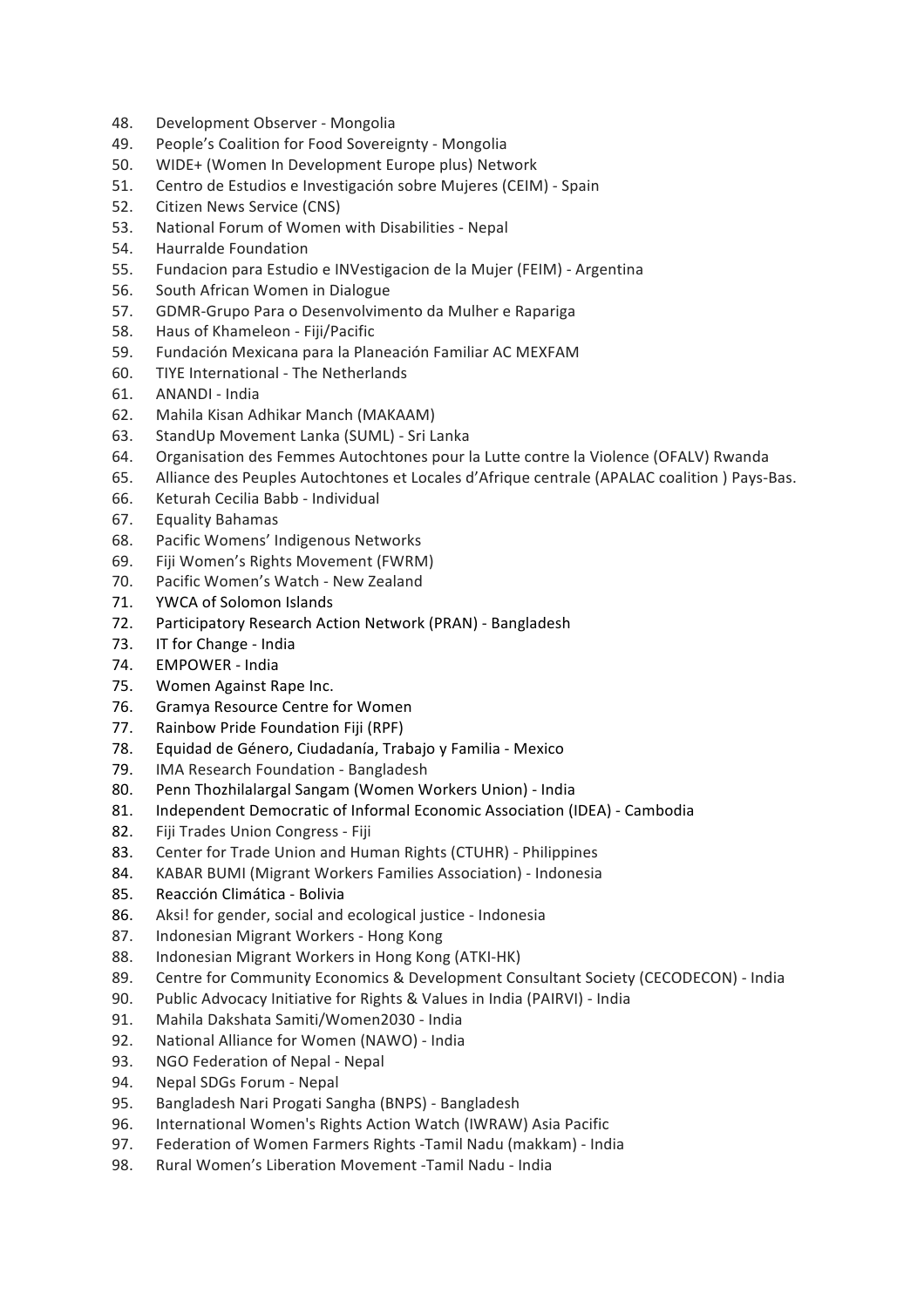48. Development Observer - Mongolia
49. People's Coalition for Food Sovereignty - Mongolia
50. WIDE+ (Women In Development Europe plus) Network
51. Centro de Estudios e Investigación sobre Mujeres (CEIM) - Spain
52. Citizen News Service (CNS)
53. National Forum of Women with Disabilities - Nepal
54. Haurralde Foundation
55. Fundacion para Estudio e INVestigacion de la Mujer (FEIM) - Argentina
56. South African Women in Dialogue
57. GDMR-Grupo Para o Desenvolvimento da Mulher e Rapariga
58. Haus of Khameleon - Fiji/Pacific
59. Fundación Mexicana para la Planeación Familiar AC MEXFAM
60. TIYE International - The Netherlands
61. ANANDI - India
62. Mahila Kisan Adhikar Manch (MAKAAM)
63. StandUp Movement Lanka (SUML) - Sri Lanka
64. Organisation des Femmes Autochtones pour la Lutte contre la Violence (OFALV) Rwanda
65. Alliance des Peuples Autochtones et Locales d'Afrique centrale (APALAC coalition ) Pays-Bas.
66. Keturah Cecilia Babb - Individual
67. Equality Bahamas
68. Pacific Womens' Indigenous Networks
69. Fiji Women's Rights Movement (FWRM)
70. Pacific Women's Watch - New Zealand
71. YWCA of Solomon Islands
72. Participatory Research Action Network (PRAN) - Bangladesh
73. IT for Change - India
74. EMPOWER - India
75. Women Against Rape Inc.
76. Gramya Resource Centre for Women
77. Rainbow Pride Foundation Fiji (RPF)
78. Equidad de Género, Ciudadanía, Trabajo y Familia - Mexico
79. IMA Research Foundation - Bangladesh
80. Penn Thozhilalargal Sangam (Women Workers Union) - India
81. Independent Democratic of Informal Economic Association (IDEA) - Cambodia
82. Fiji Trades Union Congress - Fiji
83. Center for Trade Union and Human Rights (CTUHR) - Philippines
84. KABAR BUMI (Migrant Workers Families Association) - Indonesia
85. Reacción Climática - Bolivia
86. Aksi! for gender, social and ecological justice - Indonesia
87. Indonesian Migrant Workers - Hong Kong
88. Indonesian Migrant Workers in Hong Kong (ATKI-HK)
89. Centre for Community Economics & Development Consultant Society (CECODECON) - India
90. Public Advocacy Initiative for Rights & Values in India (PAIRVI) - India
91. Mahila Dakshata Samiti/Women2030 - India
92. National Alliance for Women (NAWO) - India
93. NGO Federation of Nepal - Nepal
94. Nepal SDGs Forum - Nepal
95. Bangladesh Nari Progati Sangha (BNPS) - Bangladesh
96. International Women's Rights Action Watch (IWRAW) Asia Pacific
97. Federation of Women Farmers Rights -Tamil Nadu (makkam) - India
98. Rural Women's Liberation Movement -Tamil Nadu - India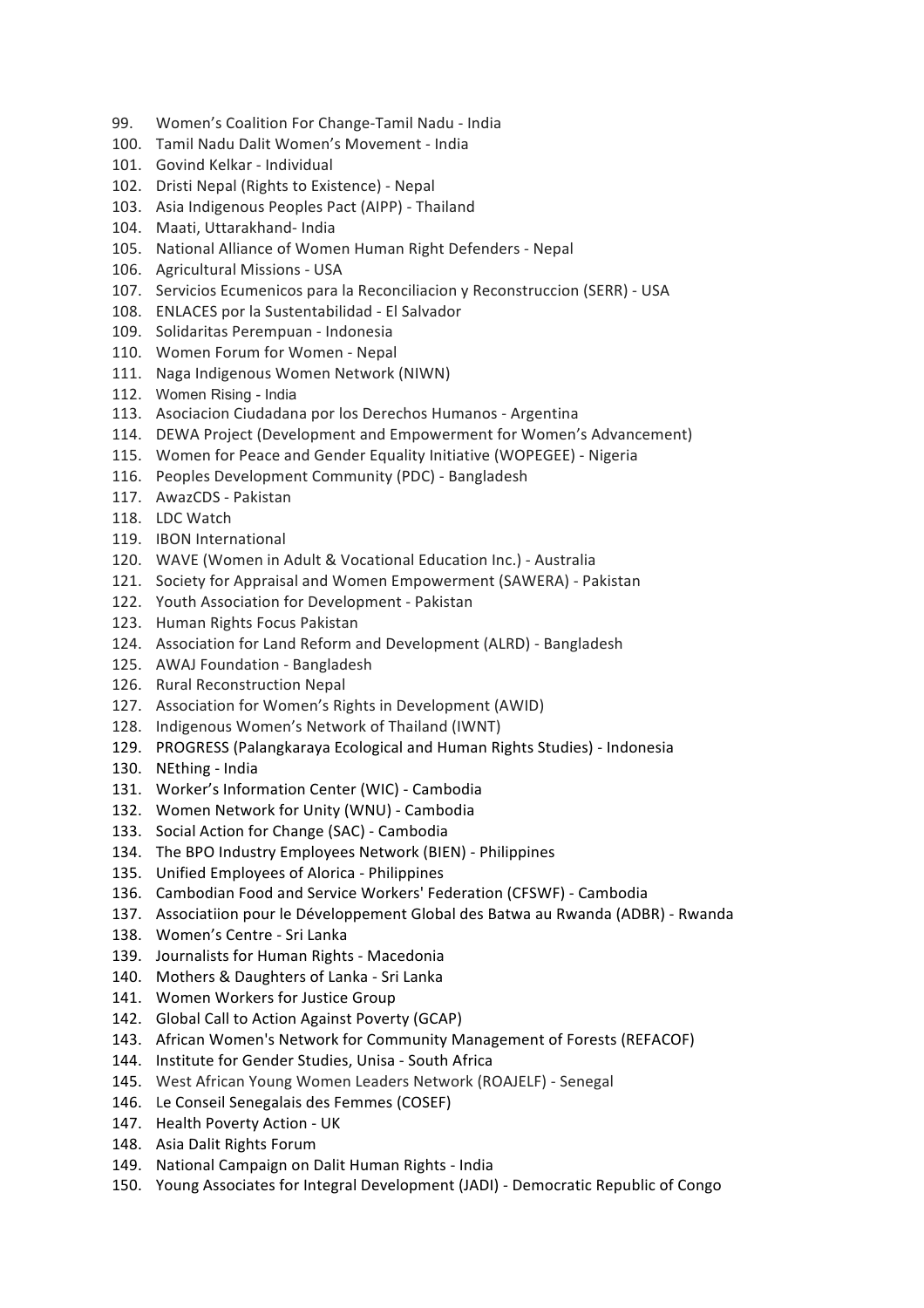99. Women's Coalition For Change-Tamil Nadu - India
100. Tamil Nadu Dalit Women's Movement - India
101. Govind Kelkar - Individual
102. Dristi Nepal (Rights to Existence) - Nepal
103. Asia Indigenous Peoples Pact (AIPP) - Thailand
104. Maati, Uttarakhand- India
105. National Alliance of Women Human Right Defenders - Nepal
106. Agricultural Missions - USA
107. Servicios Ecumenicos para la Reconciliacion y Reconstruccion (SERR) - USA
108. ENLACES por la Sustentabilidad - El Salvador
109. Solidaritas Perempuan - Indonesia
110. Women Forum for Women - Nepal
111. Naga Indigenous Women Network (NIWN)
112. Women Rising - India
113. Asociacion Ciudadana por los Derechos Humanos - Argentina
114. DEWA Project (Development and Empowerment for Women's Advancement)
115. Women for Peace and Gender Equality Initiative (WOPEGEE) - Nigeria
116. Peoples Development Community (PDC) - Bangladesh
117. AwazCDS - Pakistan
118. LDC Watch
119. IBON International
120. WAVE (Women in Adult & Vocational Education Inc.) - Australia
121. Society for Appraisal and Women Empowerment (SAWERA) - Pakistan
122. Youth Association for Development - Pakistan
123. Human Rights Focus Pakistan
124. Association for Land Reform and Development (ALRD) - Bangladesh
125. AWAJ Foundation - Bangladesh
126. Rural Reconstruction Nepal
127. Association for Women's Rights in Development (AWID)
128. Indigenous Women's Network of Thailand (IWNT)
129. PROGRESS (Palangkaraya Ecological and Human Rights Studies) - Indonesia
130. NEthing - India
131. Worker's Information Center (WIC) - Cambodia
132. Women Network for Unity (WNU) - Cambodia
133. Social Action for Change (SAC) - Cambodia
134. The BPO Industry Employees Network (BIEN) - Philippines
135. Unified Employees of Alorica - Philippines
136. Cambodian Food and Service Workers' Federation (CFSWF) - Cambodia
137. Associatiion pour le Développement Global des Batwa au Rwanda (ADBR) - Rwanda
138. Women's Centre - Sri Lanka
139. Journalists for Human Rights - Macedonia
140. Mothers & Daughters of Lanka - Sri Lanka
141. Women Workers for Justice Group
142. Global Call to Action Against Poverty (GCAP)
143. African Women's Network for Community Management of Forests (REFACOF)
144. Institute for Gender Studies, Unisa - South Africa
145. West African Young Women Leaders Network (ROAJELF) - Senegal
146. Le Conseil Senegalais des Femmes (COSEF)
147. Health Poverty Action - UK
148. Asia Dalit Rights Forum
149. National Campaign on Dalit Human Rights - India
150. Young Associates for Integral Development (JADI) - Democratic Republic of Congo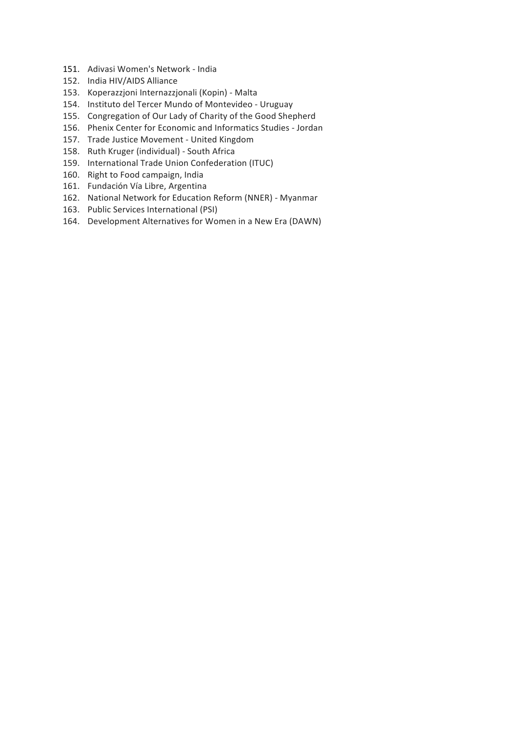151. Adivasi Women's Network - India
152. India HIV/AIDS Alliance
153. Koperazzjoni Internazzjonali (Kopin) - Malta
154. Instituto del Tercer Mundo of Montevideo - Uruguay
155. Congregation of Our Lady of Charity of the Good Shepherd
156. Phenix Center for Economic and Informatics Studies - Jordan
157. Trade Justice Movement - United Kingdom
158. Ruth Kruger (individual) - South Africa
159. International Trade Union Confederation (ITUC)
160. Right to Food campaign, India
161. Fundación Vía Libre, Argentina
162. National Network for Education Reform (NNER) - Myanmar
163. Public Services International (PSI)
164. Development Alternatives for Women in a New Era (DAWN)